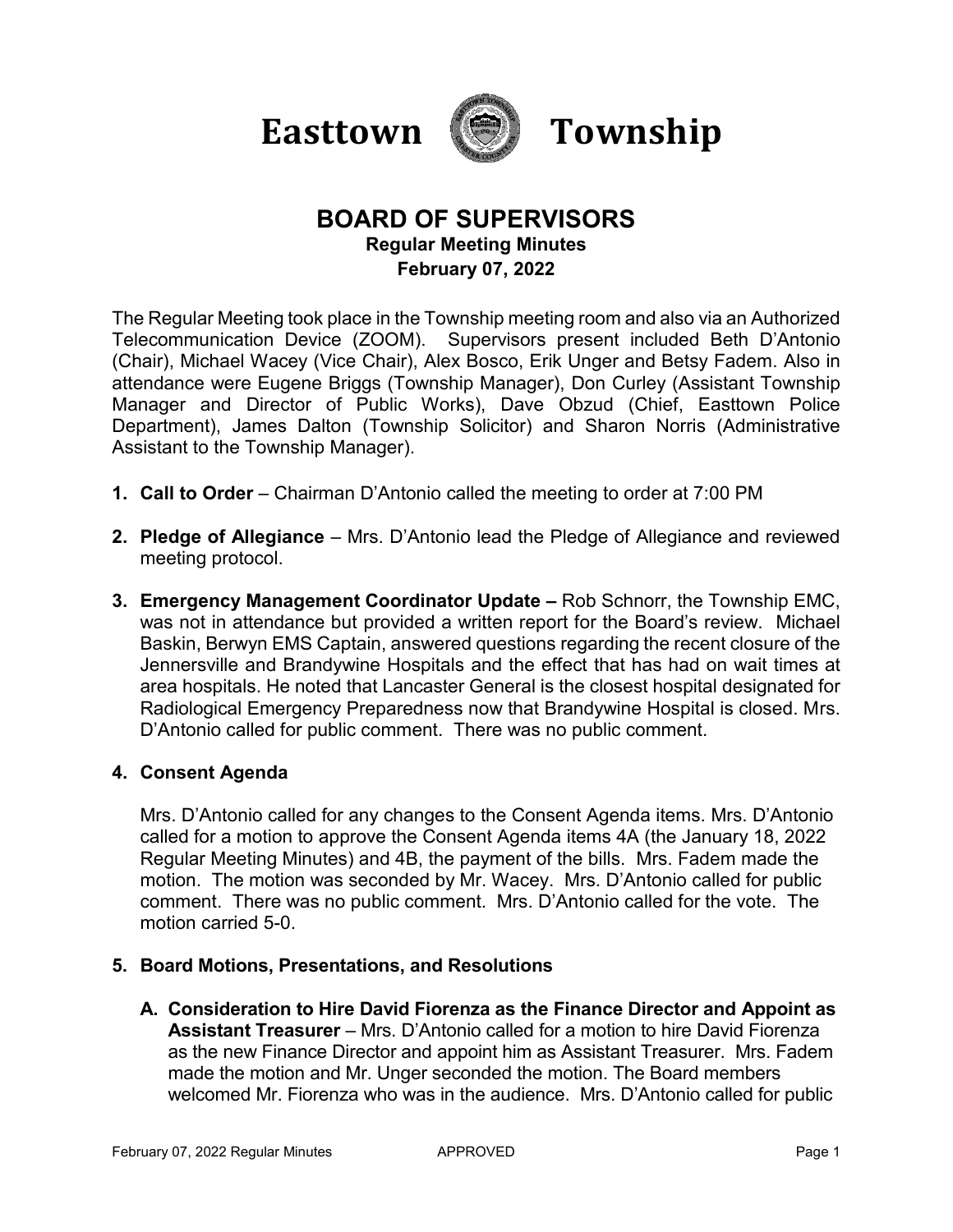# Easttown Township

## BOARD OF SUPERVISORS

**Regular Meeting Minutes**

**February 07, 2022**

The Regular Meeting took place in the Township meeting room and also via an Authorized Telecommunication Device (ZOOM). Supervisors present included Beth D'Antonio (Chair), Michael Wacey (Vice Chair), Alex Bosco, Erik Unger and Betsy Fadem. Also in attendance were Eugene Briggs (Township Manager), Don Curley (Assistant Township Manager and Director of Public Works), Dave Obzud (Chief, Easttown Police Department), James Dalton (Township Solicitor) and Sharon Norris (Administrative Assistant to the Township Manager).

1. **Call to Order** – Chairman D'Antonio called the meeting to order at 7:00 PM

2. **Pledge of Allegiance** – Mrs. D'Antonio lead the Pledge of Allegiance and reviewed meeting protocol.

3. **Emergency Management Coordinator Update –** Rob Schnorr, the Township EMC, was not in attendance but provided a written report for the Board's review. Michael Baskin, Berwyn EMS Captain, answered questions regarding the recent closure of the Jennersville and Brandywine Hospitals and the effect that has had on wait times at area hospitals. He noted that Lancaster General is the closest hospital designated for Radiological Emergency Preparedness now that Brandywine Hospital is closed. Mrs. D'Antonio called for public comment. There was no public comment.

4. **Consent Agenda**

   Mrs. D'Antonio called for any changes to the Consent Agenda items. Mrs. D'Antonio called for a motion to approve the Consent Agenda items 4A (the January 18, 2022 Regular Meeting Minutes) and 4B, the payment of the bills. Mrs. Fadem made the motion. The motion was seconded by Mr. Wacey. Mrs. D'Antonio called for public comment. There was no public comment. Mrs. D'Antonio called for the vote. The motion carried 5-0.

5. **Board Motions, Presentations, and Resolutions**

   A. **Consideration to Hire David Fiorenza as the Finance Director and Appoint as Assistant Treasurer** – Mrs. D'Antonio called for a motion to hire David Fiorenza as the new Finance Director and appoint him as Assistant Treasurer. Mrs. Fadem made the motion and Mr. Unger seconded the motion. The Board members welcomed Mr. Fiorenza who was in the audience. Mrs. D'Antonio called for public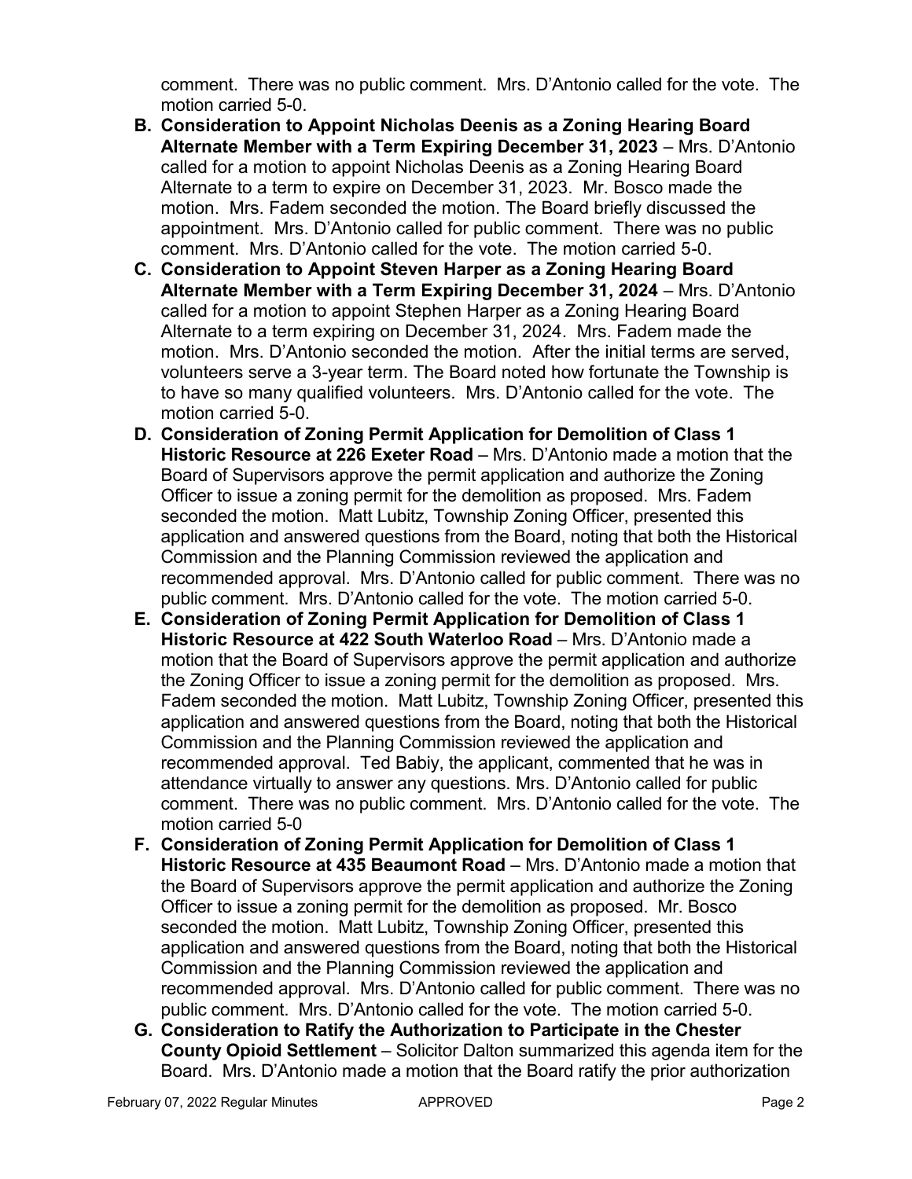comment. There was no public comment. Mrs. D'Antonio called for the vote. The motion carried 5-0.

**B. Consideration to Appoint Nicholas Deenis as a Zoning Hearing Board Alternate Member with a Term Expiring December 31, 2023** – Mrs. D'Antonio called for a motion to appoint Nicholas Deenis as a Zoning Hearing Board Alternate to a term to expire on December 31, 2023. Mr. Bosco made the motion. Mrs. Fadem seconded the motion. The Board briefly discussed the appointment. Mrs. D'Antonio called for public comment. There was no public comment. Mrs. D'Antonio called for the vote. The motion carried 5-0.

**C. Consideration to Appoint Steven Harper as a Zoning Hearing Board Alternate Member with a Term Expiring December 31, 2024** – Mrs. D'Antonio called for a motion to appoint Stephen Harper as a Zoning Hearing Board Alternate to a term expiring on December 31, 2024. Mrs. Fadem made the motion. Mrs. D'Antonio seconded the motion. After the initial terms are served, volunteers serve a 3-year term. The Board noted how fortunate the Township is to have so many qualified volunteers. Mrs. D'Antonio called for the vote. The motion carried 5-0.

**D. Consideration of Zoning Permit Application for Demolition of Class 1 Historic Resource at 226 Exeter Road** – Mrs. D'Antonio made a motion that the Board of Supervisors approve the permit application and authorize the Zoning Officer to issue a zoning permit for the demolition as proposed. Mrs. Fadem seconded the motion. Matt Lubitz, Township Zoning Officer, presented this application and answered questions from the Board, noting that both the Historical Commission and the Planning Commission reviewed the application and recommended approval. Mrs. D'Antonio called for public comment. There was no public comment. Mrs. D'Antonio called for the vote. The motion carried 5-0.

**E. Consideration of Zoning Permit Application for Demolition of Class 1 Historic Resource at 422 South Waterloo Road** – Mrs. D'Antonio made a motion that the Board of Supervisors approve the permit application and authorize the Zoning Officer to issue a zoning permit for the demolition as proposed. Mrs. Fadem seconded the motion. Matt Lubitz, Township Zoning Officer, presented this application and answered questions from the Board, noting that both the Historical Commission and the Planning Commission reviewed the application and recommended approval. Ted Babiy, the applicant, commented that he was in attendance virtually to answer any questions. Mrs. D'Antonio called for public comment. There was no public comment. Mrs. D'Antonio called for the vote. The motion carried 5-0

**F. Consideration of Zoning Permit Application for Demolition of Class 1 Historic Resource at 435 Beaumont Road** – Mrs. D'Antonio made a motion that the Board of Supervisors approve the permit application and authorize the Zoning Officer to issue a zoning permit for the demolition as proposed. Mr. Bosco seconded the motion. Matt Lubitz, Township Zoning Officer, presented this application and answered questions from the Board, noting that both the Historical Commission and the Planning Commission reviewed the application and recommended approval. Mrs. D'Antonio called for public comment. There was no public comment. Mrs. D'Antonio called for the vote. The motion carried 5-0.

**G. Consideration to Ratify the Authorization to Participate in the Chester County Opioid Settlement** – Solicitor Dalton summarized this agenda item for the Board. Mrs. D'Antonio made a motion that the Board ratify the prior authorization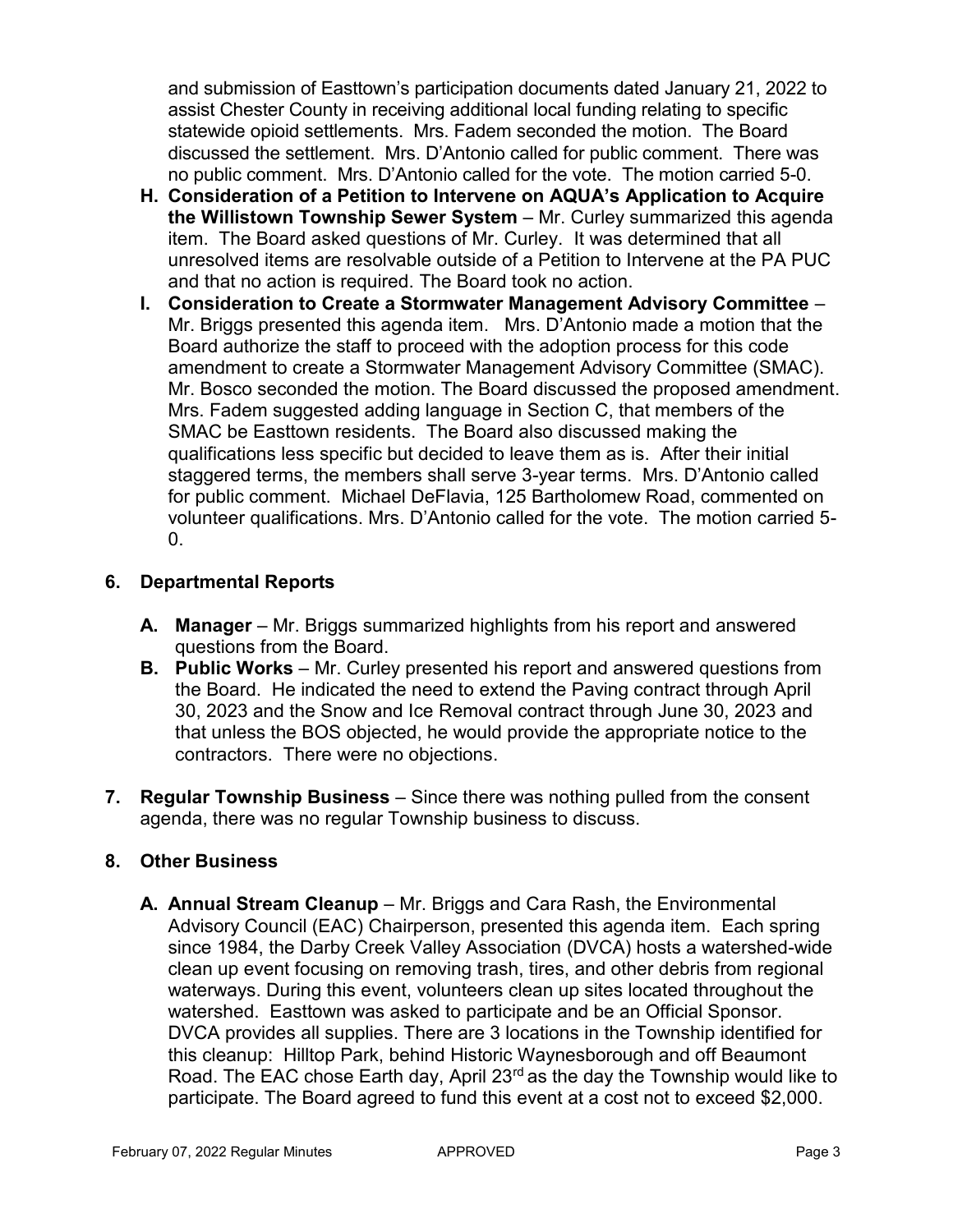and submission of Easttown's participation documents dated January 21, 2022 to assist Chester County in receiving additional local funding relating to specific statewide opioid settlements. Mrs. Fadem seconded the motion. The Board discussed the settlement. Mrs. D'Antonio called for public comment. There was no public comment. Mrs. D'Antonio called for the vote. The motion carried 5-0.

- **H. Consideration of a Petition to Intervene on AQUA's Application to Acquire the Willistown Township Sewer System** – Mr. Curley summarized this agenda item. The Board asked questions of Mr. Curley. It was determined that all unresolved items are resolvable outside of a Petition to Intervene at the PA PUC and that no action is required. The Board took no action.
- **I. Consideration to Create a Stormwater Management Advisory Committee** – Mr. Briggs presented this agenda item. Mrs. D'Antonio made a motion that the Board authorize the staff to proceed with the adoption process for this code amendment to create a Stormwater Management Advisory Committee (SMAC). Mr. Bosco seconded the motion. The Board discussed the proposed amendment. Mrs. Fadem suggested adding language in Section C, that members of the SMAC be Easttown residents. The Board also discussed making the qualifications less specific but decided to leave them as is. After their initial staggered terms, the members shall serve 3-year terms. Mrs. D'Antonio called for public comment. Michael DeFlavia, 125 Bartholomew Road, commented on volunteer qualifications. Mrs. D'Antonio called for the vote. The motion carried 5-0.

## 6. Departmental Reports

- **A. Manager** – Mr. Briggs summarized highlights from his report and answered questions from the Board.
- **B. Public Works** – Mr. Curley presented his report and answered questions from the Board. He indicated the need to extend the Paving contract through April 30, 2023 and the Snow and Ice Removal contract through June 30, 2023 and that unless the BOS objected, he would provide the appropriate notice to the contractors. There were no objections.

## 7. Regular Township Business – Since there was nothing pulled from the consent agenda, there was no regular Township business to discuss.

## 8. Other Business

- **A. Annual Stream Cleanup** – Mr. Briggs and Cara Rash, the Environmental Advisory Council (EAC) Chairperson, presented this agenda item. Each spring since 1984, the Darby Creek Valley Association (DVCA) hosts a watershed-wide clean up event focusing on removing trash, tires, and other debris from regional waterways. During this event, volunteers clean up sites located throughout the watershed. Easttown was asked to participate and be an Official Sponsor. DVCA provides all supplies. There are 3 locations in the Township identified for this cleanup: Hilltop Park, behind Historic Waynesborough and off Beaumont Road. The EAC chose Earth day, April 23rd as the day the Township would like to participate. The Board agreed to fund this event at a cost not to exceed $2,000.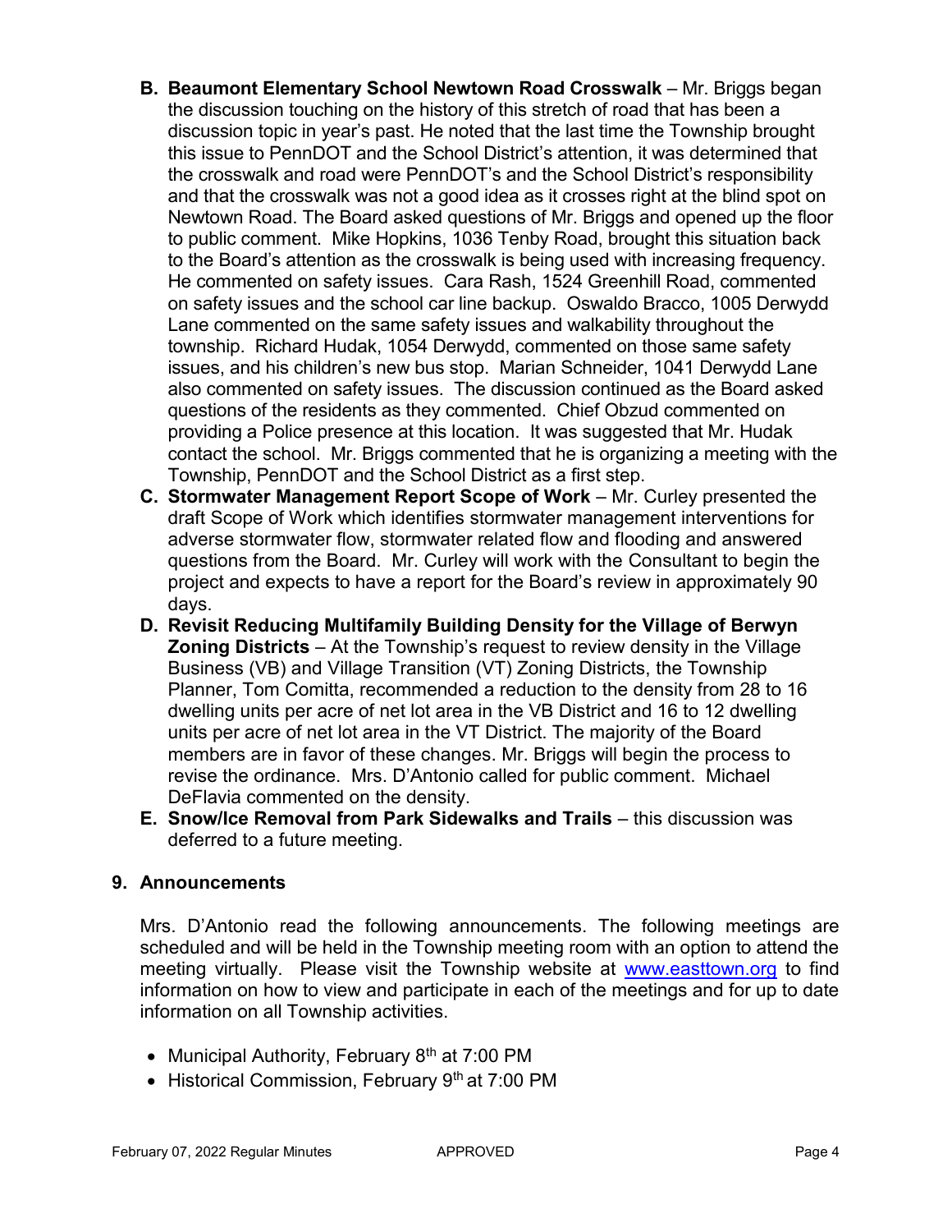B. **Beaumont Elementary School Newtown Road Crosswalk** – Mr. Briggs began the discussion touching on the history of this stretch of road that has been a discussion topic in year's past. He noted that the last time the Township brought this issue to PennDOT and the School District's attention, it was determined that the crosswalk and road were PennDOT's and the School District's responsibility and that the crosswalk was not a good idea as it crosses right at the blind spot on Newtown Road. The Board asked questions of Mr. Briggs and opened up the floor to public comment. Mike Hopkins, 1036 Tenby Road, brought this situation back to the Board's attention as the crosswalk is being used with increasing frequency. He commented on safety issues. Cara Rash, 1524 Greenhill Road, commented on safety issues and the school car line backup. Oswaldo Bracco, 1005 Derwydd Lane commented on the same safety issues and walkability throughout the township. Richard Hudak, 1054 Derwydd, commented on those same safety issues, and his children's new bus stop. Marian Schneider, 1041 Derwydd Lane also commented on safety issues. The discussion continued as the Board asked questions of the residents as they commented. Chief Obzud commented on providing a Police presence at this location. It was suggested that Mr. Hudak contact the school. Mr. Briggs commented that he is organizing a meeting with the Township, PennDOT and the School District as a first step.

C. **Stormwater Management Report Scope of Work** – Mr. Curley presented the draft Scope of Work which identifies stormwater management interventions for adverse stormwater flow, stormwater related flow and flooding and answered questions from the Board. Mr. Curley will work with the Consultant to begin the project and expects to have a report for the Board's review in approximately 90 days.

D. **Revisit Reducing Multifamily Building Density for the Village of Berwyn Zoning Districts** – At the Township's request to review density in the Village Business (VB) and Village Transition (VT) Zoning Districts, the Township Planner, Tom Comitta, recommended a reduction to the density from 28 to 16 dwelling units per acre of net lot area in the VB District and 16 to 12 dwelling units per acre of net lot area in the VT District. The majority of the Board members are in favor of these changes. Mr. Briggs will begin the process to revise the ordinance. Mrs. D'Antonio called for public comment. Michael DeFlavia commented on the density.

E. **Snow/Ice Removal from Park Sidewalks and Trails** – this discussion was deferred to a future meeting.

## 9. Announcements

Mrs. D'Antonio read the following announcements. The following meetings are scheduled and will be held in the Township meeting room with an option to attend the meeting virtually. Please visit the Township website at www.easttown.org to find information on how to view and participate in each of the meetings and for up to date information on all Township activities.

- Municipal Authority, February 8th at 7:00 PM
- Historical Commission, February 9th at 7:00 PM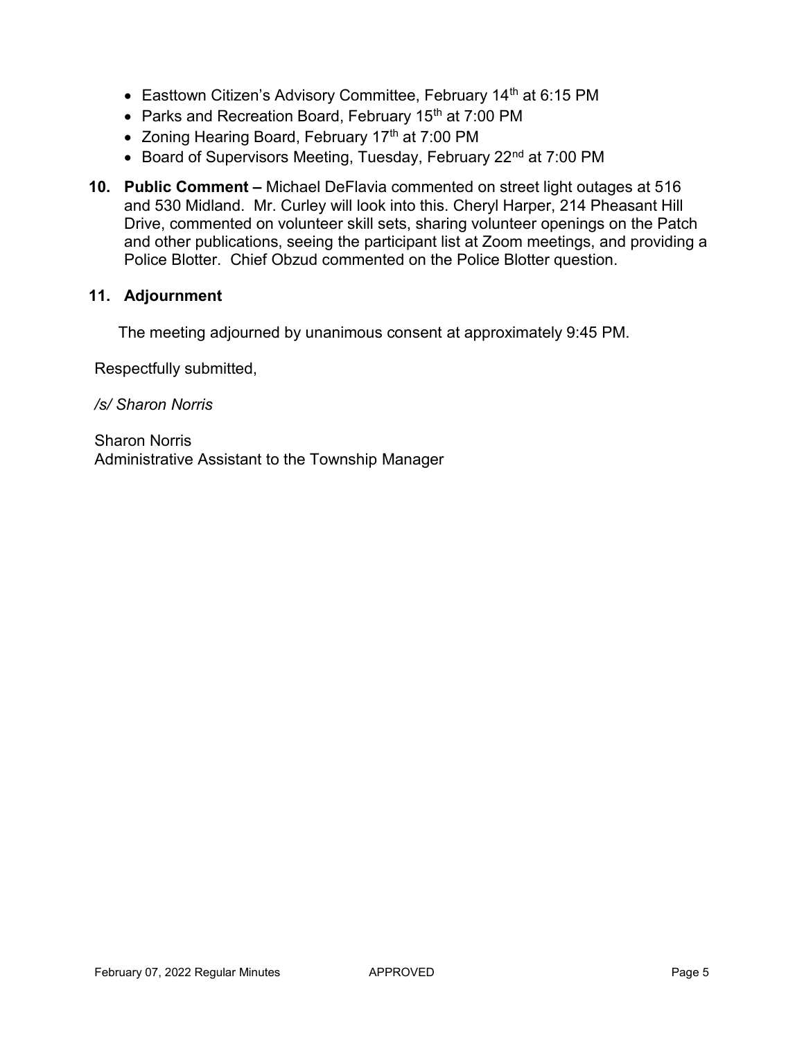- Easttown Citizen's Advisory Committee, February 14th at 6:15 PM
- Parks and Recreation Board, February 15th at 7:00 PM
- Zoning Hearing Board, February 17th at 7:00 PM
- Board of Supervisors Meeting, Tuesday, February 22nd at 7:00 PM

**10. Public Comment –** Michael DeFlavia commented on street light outages at 516 and 530 Midland. Mr. Curley will look into this. Cheryl Harper, 214 Pheasant Hill Drive, commented on volunteer skill sets, sharing volunteer openings on the Patch and other publications, seeing the participant list at Zoom meetings, and providing a Police Blotter. Chief Obzud commented on the Police Blotter question.

**11. Adjournment**

The meeting adjourned by unanimous consent at approximately 9:45 PM.

Respectfully submitted,

*/s/ Sharon Norris*

Sharon Norris
Administrative Assistant to the Township Manager